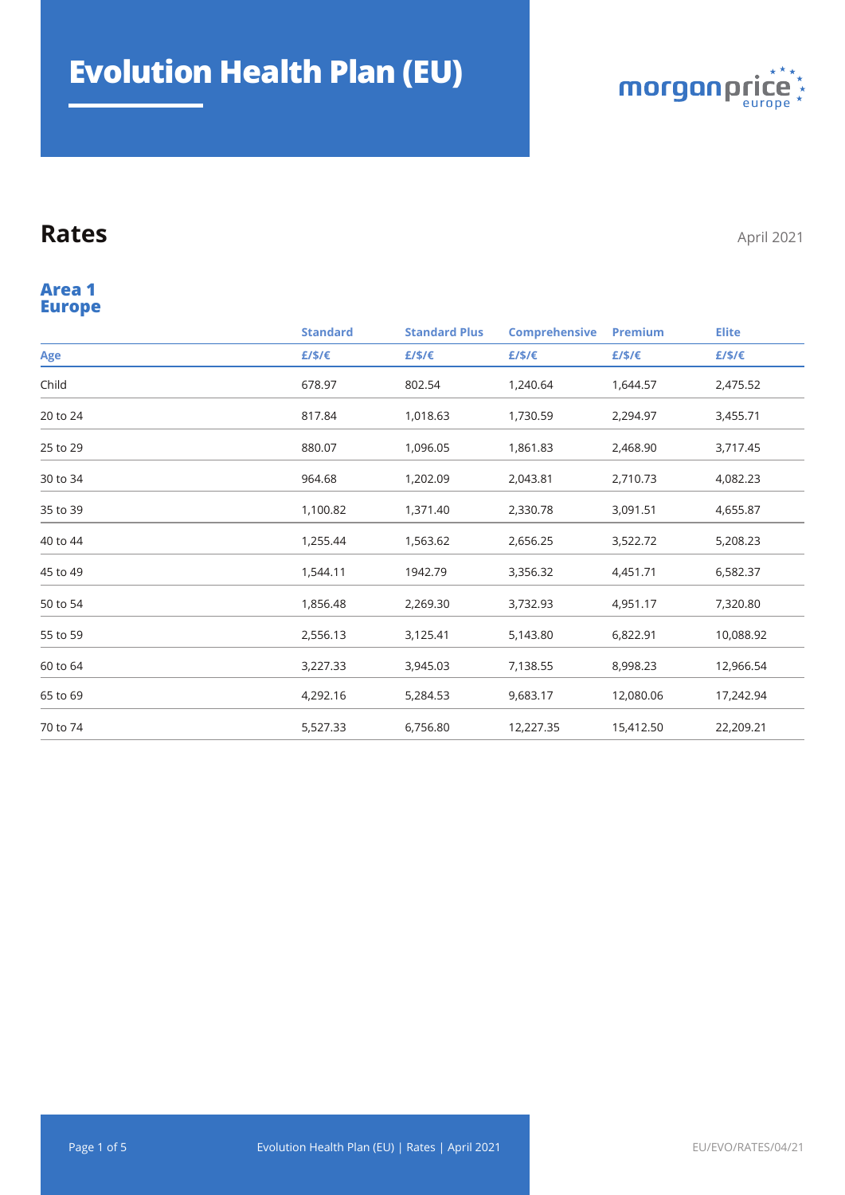# Evolution Health Plan (EU)

morganprice europe

## Rates

April 2021

### Area 1 Europe

| | Standard | Standard Plus | Comprehensive | Premium | Elite |
|---|---|---|---|---|---|
| **Age** | **£/$/€** | **£/$/€** | **£/$/€** | **£/$/€** | **£/$/€** |
| Child | 678.97 | 802.54 | 1,240.64 | 1,644.57 | 2,475.52 |
| 20 to 24 | 817.84 | 1,018.63 | 1,730.59 | 2,294.97 | 3,455.71 |
| 25 to 29 | 880.07 | 1,096.05 | 1,861.83 | 2,468.90 | 3,717.45 |
| 30 to 34 | 964.68 | 1,202.09 | 2,043.81 | 2,710.73 | 4,082.23 |
| 35 to 39 | 1,100.82 | 1,371.40 | 2,330.78 | 3,091.51 | 4,655.87 |
| 40 to 44 | 1,255.44 | 1,563.62 | 2,656.25 | 3,522.72 | 5,208.23 |
| 45 to 49 | 1,544.11 | 1942.79 | 3,356.32 | 4,451.71 | 6,582.37 |
| 50 to 54 | 1,856.48 | 2,269.30 | 3,732.93 | 4,951.17 | 7,320.80 |
| 55 to 59 | 2,556.13 | 3,125.41 | 5,143.80 | 6,822.91 | 10,088.92 |
| 60 to 64 | 3,227.33 | 3,945.03 | 7,138.55 | 8,998.23 | 12,966.54 |
| 65 to 69 | 4,292.16 | 5,284.53 | 9,683.17 | 12,080.06 | 17,242.94 |
| 70 to 74 | 5,527.33 | 6,756.80 | 12,227.35 | 15,412.50 | 22,209.21 |

EU/EVO/RATES/04/21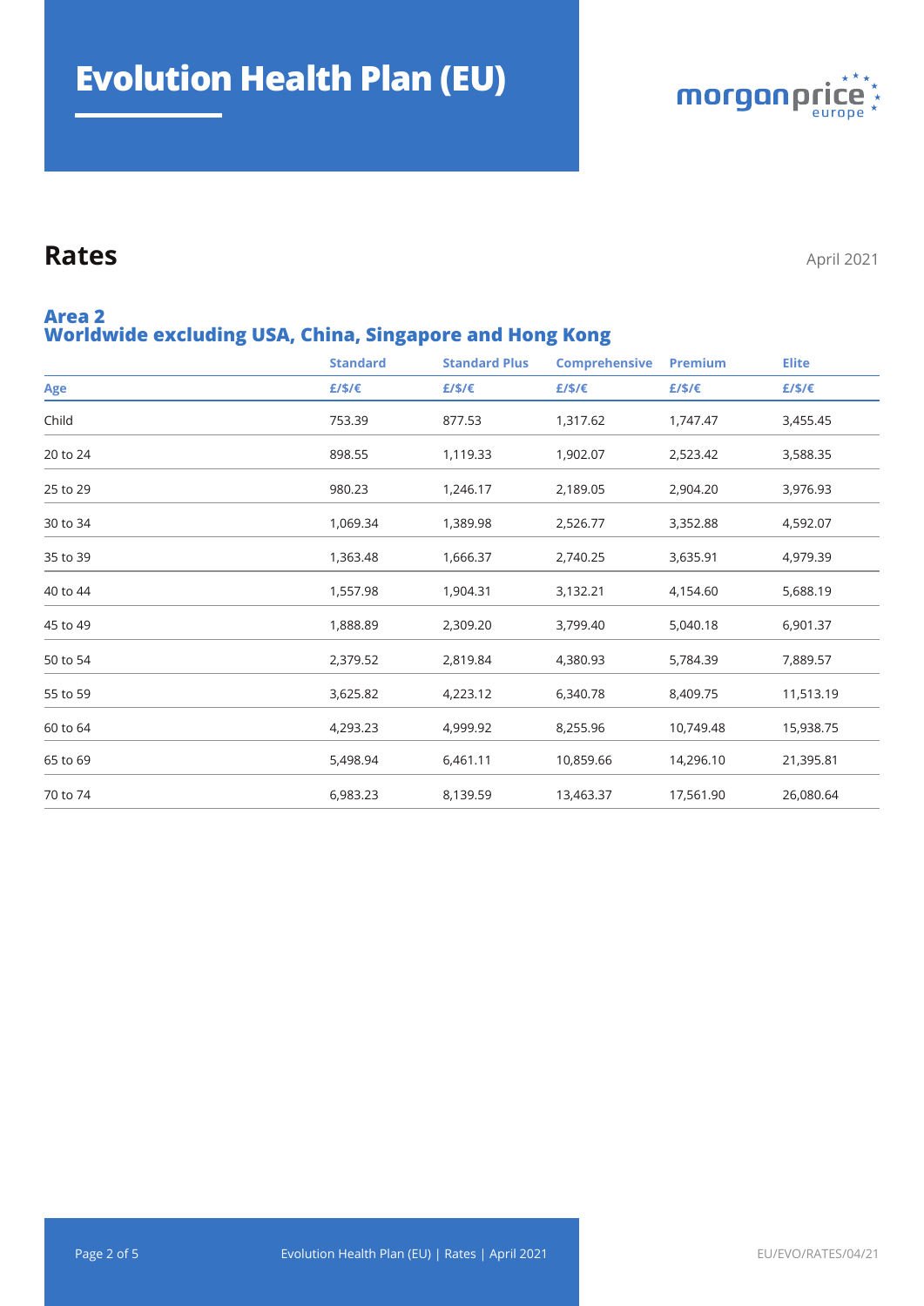# Evolution Health Plan (EU)

## Rates

April 2021

### Area 2
### Worldwide excluding USA, China, Singapore and Hong Kong

| | Standard | Standard Plus | Comprehensive | Premium | Elite |
|---|---|---|---|---|---|
| Age | £/$/€ | £/$/€ | £/$/€ | £/$/€ | £/$/€ |
| Child | 753.39 | 877.53 | 1,317.62 | 1,747.47 | 3,455.45 |
| 20 to 24 | 898.55 | 1,119.33 | 1,902.07 | 2,523.42 | 3,588.35 |
| 25 to 29 | 980.23 | 1,246.17 | 2,189.05 | 2,904.20 | 3,976.93 |
| 30 to 34 | 1,069.34 | 1,389.98 | 2,526.77 | 3,352.88 | 4,592.07 |
| 35 to 39 | 1,363.48 | 1,666.37 | 2,740.25 | 3,635.91 | 4,979.39 |
| 40 to 44 | 1,557.98 | 1,904.31 | 3,132.21 | 4,154.60 | 5,688.19 |
| 45 to 49 | 1,888.89 | 2,309.20 | 3,799.40 | 5,040.18 | 6,901.37 |
| 50 to 54 | 2,379.52 | 2,819.84 | 4,380.93 | 5,784.39 | 7,889.57 |
| 55 to 59 | 3,625.82 | 4,223.12 | 6,340.78 | 8,409.75 | 11,513.19 |
| 60 to 64 | 4,293.23 | 4,999.92 | 8,255.96 | 10,749.48 | 15,938.75 |
| 65 to 69 | 5,498.94 | 6,461.11 | 10,859.66 | 14,296.10 | 21,395.81 |
| 70 to 74 | 6,983.23 | 8,139.59 | 13,463.37 | 17,561.90 | 26,080.64 |

EU/EVO/RATES/04/21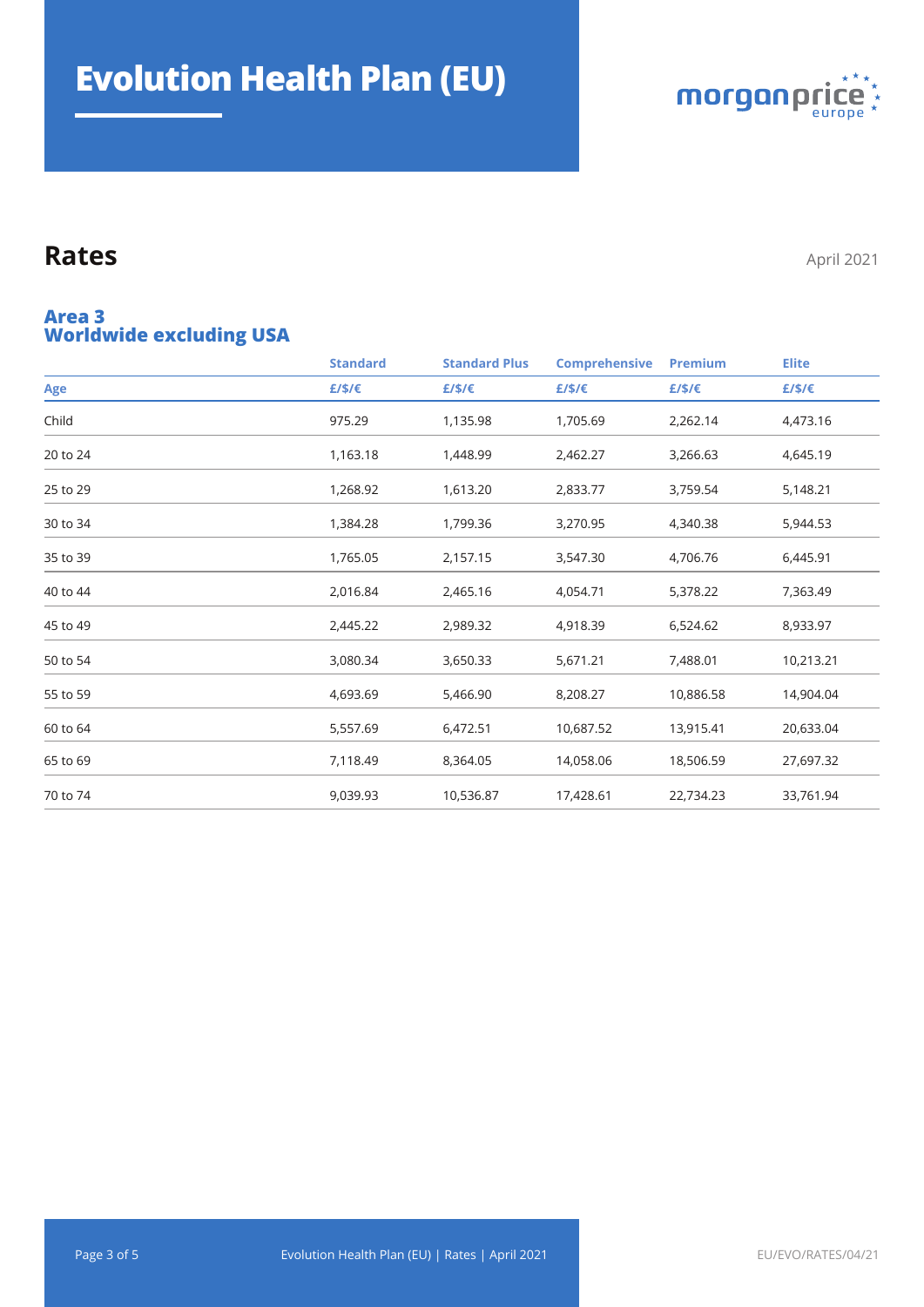# Evolution Health Plan (EU)

## Rates

April 2021

### Area 3
### Worldwide excluding USA

| | Standard | Standard Plus | Comprehensive | Premium | Elite |
|---|---|---|---|---|---|
| Age | £/$/€ | £/$/€ | £/$/€ | £/$/€ | £/$/€ |
| Child | 975.29 | 1,135.98 | 1,705.69 | 2,262.14 | 4,473.16 |
| 20 to 24 | 1,163.18 | 1,448.99 | 2,462.27 | 3,266.63 | 4,645.19 |
| 25 to 29 | 1,268.92 | 1,613.20 | 2,833.77 | 3,759.54 | 5,148.21 |
| 30 to 34 | 1,384.28 | 1,799.36 | 3,270.95 | 4,340.38 | 5,944.53 |
| 35 to 39 | 1,765.05 | 2,157.15 | 3,547.30 | 4,706.76 | 6,445.91 |
| 40 to 44 | 2,016.84 | 2,465.16 | 4,054.71 | 5,378.22 | 7,363.49 |
| 45 to 49 | 2,445.22 | 2,989.32 | 4,918.39 | 6,524.62 | 8,933.97 |
| 50 to 54 | 3,080.34 | 3,650.33 | 5,671.21 | 7,488.01 | 10,213.21 |
| 55 to 59 | 4,693.69 | 5,466.90 | 8,208.27 | 10,886.58 | 14,904.04 |
| 60 to 64 | 5,557.69 | 6,472.51 | 10,687.52 | 13,915.41 | 20,633.04 |
| 65 to 69 | 7,118.49 | 8,364.05 | 14,058.06 | 18,506.59 | 27,697.32 |
| 70 to 74 | 9,039.93 | 10,536.87 | 17,428.61 | 22,734.23 | 33,761.94 |

EU/EVO/RATES/04/21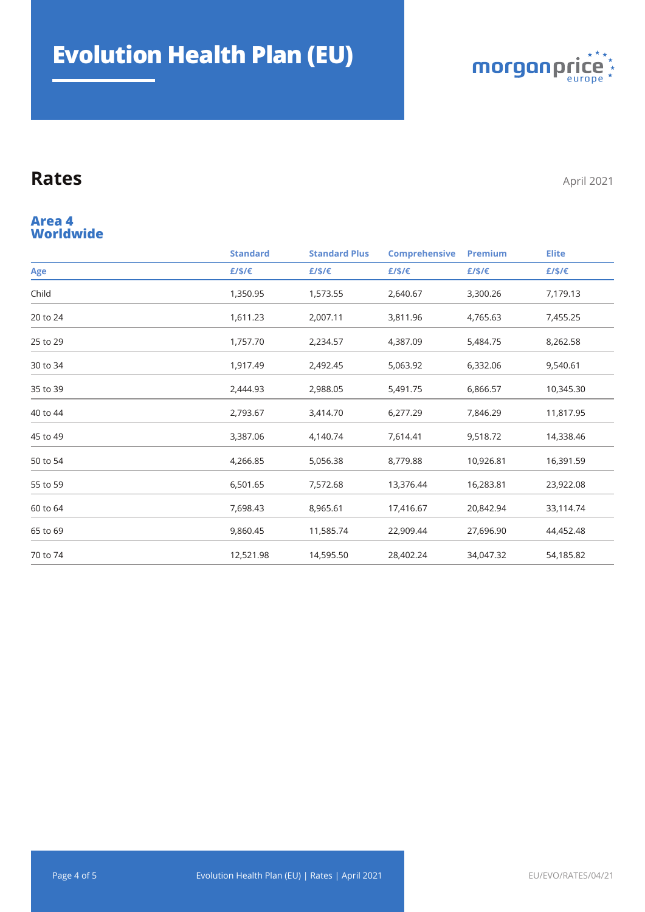# Evolution Health Plan (EU)

## Rates

April 2021

### Area 4 Worldwide

| | Standard | Standard Plus | Comprehensive | Premium | Elite |
|---|---|---|---|---|---|
| **Age** | **£/$/€** | **£/$/€** | **£/$/€** | **£/$/€** | **£/$/€** |
| Child | 1,350.95 | 1,573.55 | 2,640.67 | 3,300.26 | 7,179.13 |
| 20 to 24 | 1,611.23 | 2,007.11 | 3,811.96 | 4,765.63 | 7,455.25 |
| 25 to 29 | 1,757.70 | 2,234.57 | 4,387.09 | 5,484.75 | 8,262.58 |
| 30 to 34 | 1,917.49 | 2,492.45 | 5,063.92 | 6,332.06 | 9,540.61 |
| 35 to 39 | 2,444.93 | 2,988.05 | 5,491.75 | 6,866.57 | 10,345.30 |
| 40 to 44 | 2,793.67 | 3,414.70 | 6,277.29 | 7,846.29 | 11,817.95 |
| 45 to 49 | 3,387.06 | 4,140.74 | 7,614.41 | 9,518.72 | 14,338.46 |
| 50 to 54 | 4,266.85 | 5,056.38 | 8,779.88 | 10,926.81 | 16,391.59 |
| 55 to 59 | 6,501.65 | 7,572.68 | 13,376.44 | 16,283.81 | 23,922.08 |
| 60 to 64 | 7,698.43 | 8,965.61 | 17,416.67 | 20,842.94 | 33,114.74 |
| 65 to 69 | 9,860.45 | 11,585.74 | 22,909.44 | 27,696.90 | 44,452.48 |
| 70 to 74 | 12,521.98 | 14,595.50 | 28,402.24 | 34,047.32 | 54,185.82 |

EU/EVO/RATES/04/21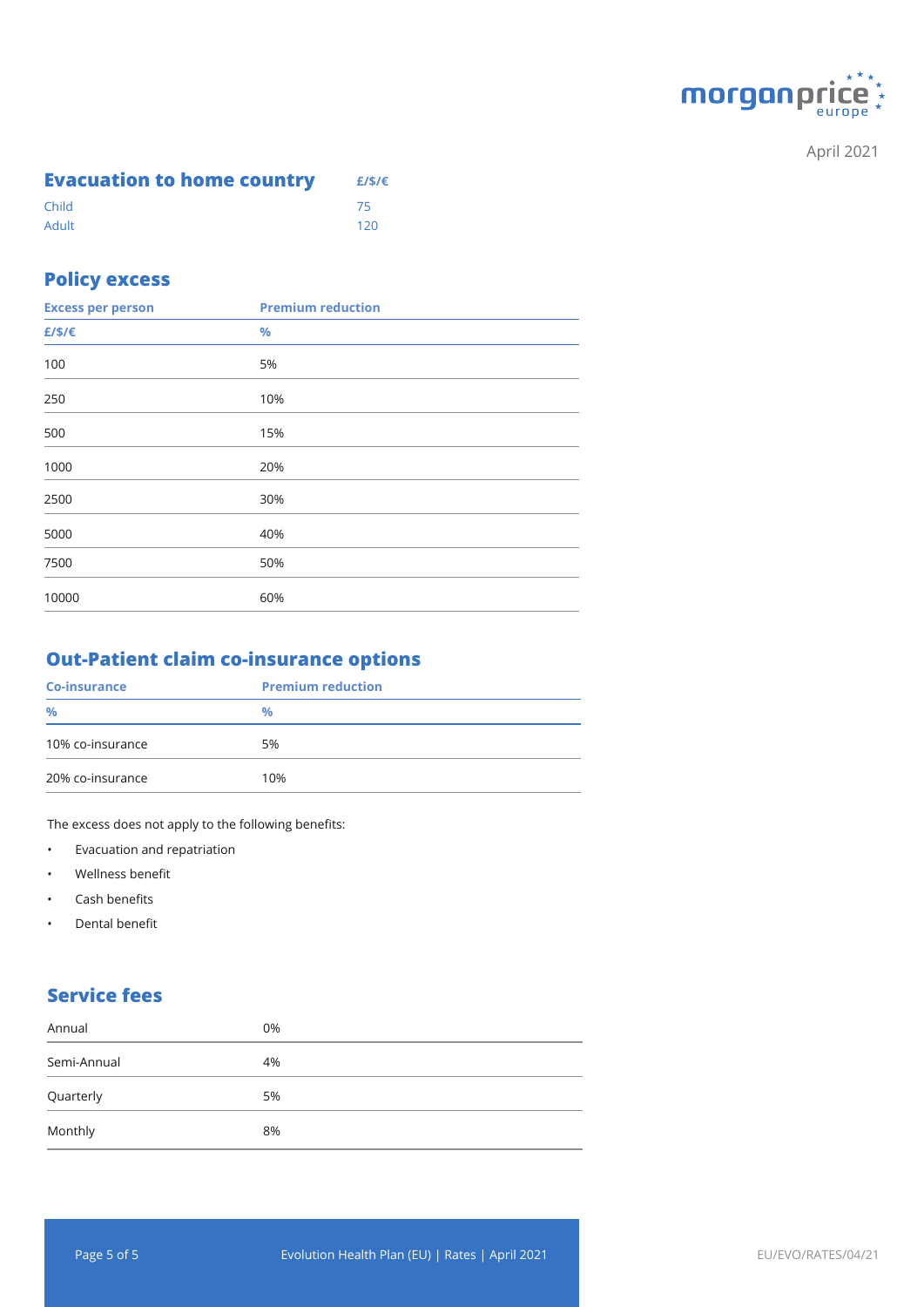April 2021

## Evacuation to home country

| | £/$/€ |
|---|---|
| Child | 75 |
| Adult | 120 |

## Policy excess

| Excess per person | Premium reduction |
|---|---|
| £/$/€ | % |
| 100 | 5% |
| 250 | 10% |
| 500 | 15% |
| 1000 | 20% |
| 2500 | 30% |
| 5000 | 40% |
| 7500 | 50% |
| 10000 | 60% |

## Out-Patient claim co-insurance options

| Co-insurance | Premium reduction |
|---|---|
| % | % |
| 10% co-insurance | 5% |
| 20% co-insurance | 10% |

The excess does not apply to the following benefits:

- Evacuation and repatriation
- Wellness benefit
- Cash benefits
- Dental benefit

## Service fees

| | |
|---|---|
| Annual | 0% |
| Semi-Annual | 4% |
| Quarterly | 5% |
| Monthly | 8% |